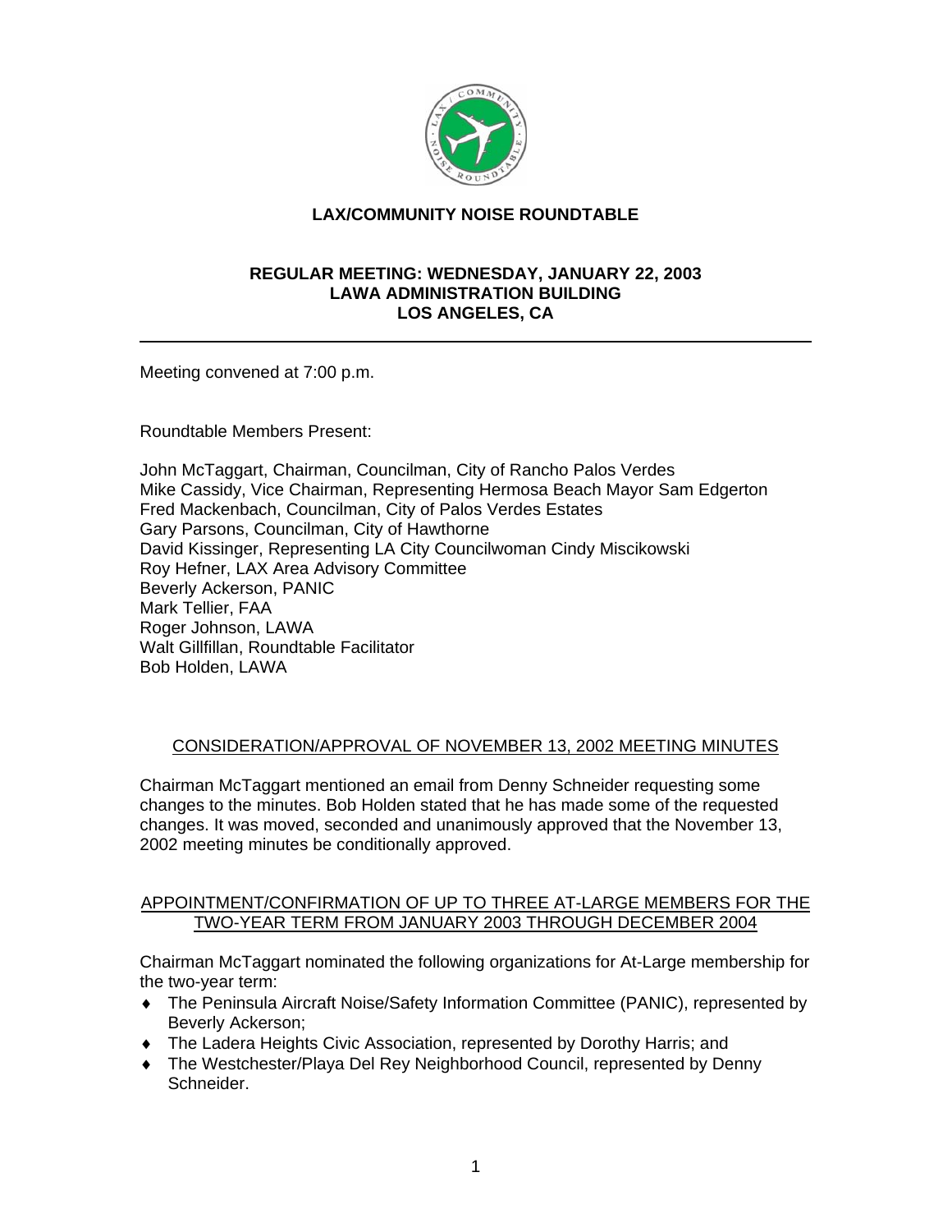# LAX/COMMUNITY NOISE ROUNDTABLE

## REGULAR MEETING: WEDNESDAY, JANUARY 22, 2003
## LAWA ADMINISTRATION BUILDING
## LOS ANGELES, CA

---

Meeting convened at 7:00 p.m.

Roundtable Members Present:

John McTaggart, Chairman, Councilman, City of Rancho Palos Verdes
Mike Cassidy, Vice Chairman, Representing Hermosa Beach Mayor Sam Edgerton
Fred Mackenbach, Councilman, City of Palos Verdes Estates
Gary Parsons, Councilman, City of Hawthorne
David Kissinger, Representing LA City Councilwoman Cindy Miscikowski
Roy Hefner, LAX Area Advisory Committee
Beverly Ackerson, PANIC
Mark Tellier, FAA
Roger Johnson, LAWA
Walt Gillfillan, Roundtable Facilitator
Bob Holden, LAWA

### CONSIDERATION/APPROVAL OF NOVEMBER 13, 2002 MEETING MINUTES

Chairman McTaggart mentioned an email from Denny Schneider requesting some changes to the minutes. Bob Holden stated that he has made some of the requested changes. It was moved, seconded and unanimously approved that the November 13, 2002 meeting minutes be conditionally approved.

### APPOINTMENT/CONFIRMATION OF UP TO THREE AT-LARGE MEMBERS FOR THE TWO-YEAR TERM FROM JANUARY 2003 THROUGH DECEMBER 2004

Chairman McTaggart nominated the following organizations for At-Large membership for the two-year term:

- The Peninsula Aircraft Noise/Safety Information Committee (PANIC), represented by Beverly Ackerson;
- The Ladera Heights Civic Association, represented by Dorothy Harris; and
- The Westchester/Playa Del Rey Neighborhood Council, represented by Denny Schneider.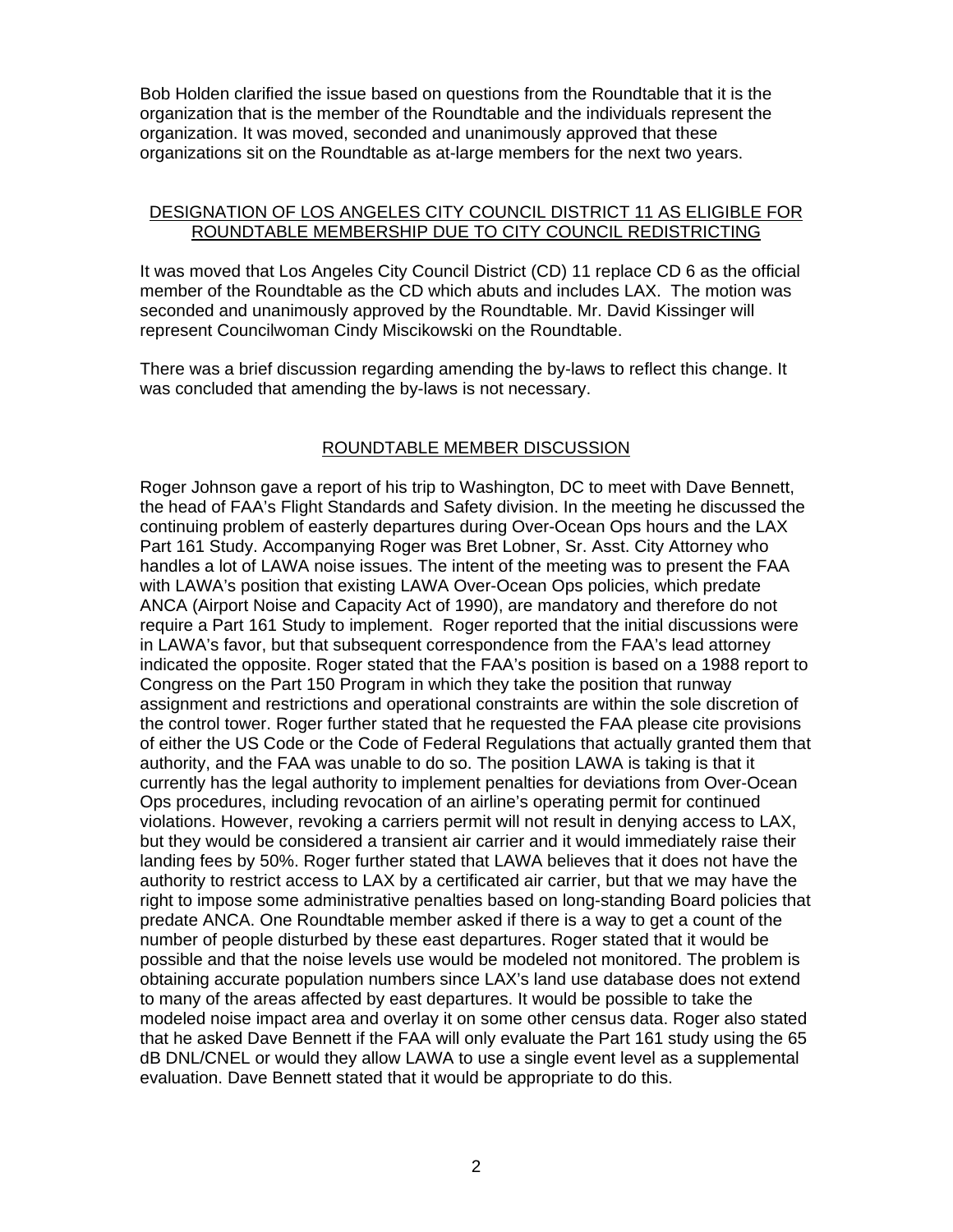Bob Holden clarified the issue based on questions from the Roundtable that it is the organization that is the member of the Roundtable and the individuals represent the organization. It was moved, seconded and unanimously approved that these organizations sit on the Roundtable as at-large members for the next two years.

## DESIGNATION OF LOS ANGELES CITY COUNCIL DISTRICT 11 AS ELIGIBLE FOR ROUNDTABLE MEMBERSHIP DUE TO CITY COUNCIL REDISTRICTING

It was moved that Los Angeles City Council District (CD) 11 replace CD 6 as the official member of the Roundtable as the CD which abuts and includes LAX. The motion was seconded and unanimously approved by the Roundtable. Mr. David Kissinger will represent Councilwoman Cindy Miscikowski on the Roundtable.

There was a brief discussion regarding amending the by-laws to reflect this change. It was concluded that amending the by-laws is not necessary.

## ROUNDTABLE MEMBER DISCUSSION

Roger Johnson gave a report of his trip to Washington, DC to meet with Dave Bennett, the head of FAA's Flight Standards and Safety division. In the meeting he discussed the continuing problem of easterly departures during Over-Ocean Ops hours and the LAX Part 161 Study. Accompanying Roger was Bret Lobner, Sr. Asst. City Attorney who handles a lot of LAWA noise issues. The intent of the meeting was to present the FAA with LAWA's position that existing LAWA Over-Ocean Ops policies, which predate ANCA (Airport Noise and Capacity Act of 1990), are mandatory and therefore do not require a Part 161 Study to implement. Roger reported that the initial discussions were in LAWA's favor, but that subsequent correspondence from the FAA's lead attorney indicated the opposite. Roger stated that the FAA's position is based on a 1988 report to Congress on the Part 150 Program in which they take the position that runway assignment and restrictions and operational constraints are within the sole discretion of the control tower. Roger further stated that he requested the FAA please cite provisions of either the US Code or the Code of Federal Regulations that actually granted them that authority, and the FAA was unable to do so. The position LAWA is taking is that it currently has the legal authority to implement penalties for deviations from Over-Ocean Ops procedures, including revocation of an airline's operating permit for continued violations. However, revoking a carriers permit will not result in denying access to LAX, but they would be considered a transient air carrier and it would immediately raise their landing fees by 50%. Roger further stated that LAWA believes that it does not have the authority to restrict access to LAX by a certificated air carrier, but that we may have the right to impose some administrative penalties based on long-standing Board policies that predate ANCA. One Roundtable member asked if there is a way to get a count of the number of people disturbed by these east departures. Roger stated that it would be possible and that the noise levels use would be modeled not monitored. The problem is obtaining accurate population numbers since LAX's land use database does not extend to many of the areas affected by east departures. It would be possible to take the modeled noise impact area and overlay it on some other census data. Roger also stated that he asked Dave Bennett if the FAA will only evaluate the Part 161 study using the 65 dB DNL/CNEL or would they allow LAWA to use a single event level as a supplemental evaluation. Dave Bennett stated that it would be appropriate to do this.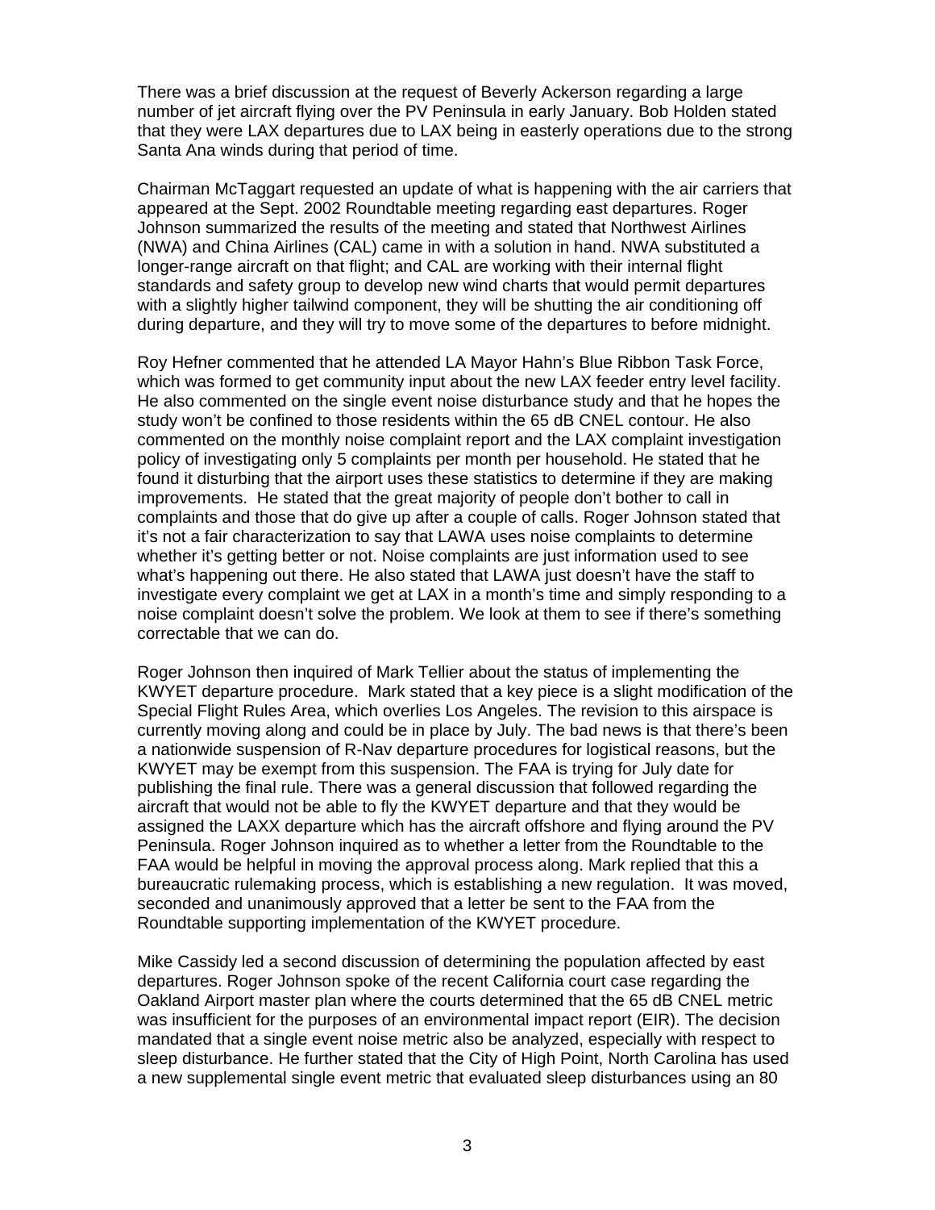There was a brief discussion at the request of Beverly Ackerson regarding a large number of jet aircraft flying over the PV Peninsula in early January. Bob Holden stated that they were LAX departures due to LAX being in easterly operations due to the strong Santa Ana winds during that period of time.

Chairman McTaggart requested an update of what is happening with the air carriers that appeared at the Sept. 2002 Roundtable meeting regarding east departures. Roger Johnson summarized the results of the meeting and stated that Northwest Airlines (NWA) and China Airlines (CAL) came in with a solution in hand. NWA substituted a longer-range aircraft on that flight; and CAL are working with their internal flight standards and safety group to develop new wind charts that would permit departures with a slightly higher tailwind component, they will be shutting the air conditioning off during departure, and they will try to move some of the departures to before midnight.

Roy Hefner commented that he attended LA Mayor Hahn's Blue Ribbon Task Force, which was formed to get community input about the new LAX feeder entry level facility. He also commented on the single event noise disturbance study and that he hopes the study won't be confined to those residents within the 65 dB CNEL contour. He also commented on the monthly noise complaint report and the LAX complaint investigation policy of investigating only 5 complaints per month per household. He stated that he found it disturbing that the airport uses these statistics to determine if they are making improvements. He stated that the great majority of people don't bother to call in complaints and those that do give up after a couple of calls. Roger Johnson stated that it's not a fair characterization to say that LAWA uses noise complaints to determine whether it's getting better or not. Noise complaints are just information used to see what's happening out there. He also stated that LAWA just doesn't have the staff to investigate every complaint we get at LAX in a month's time and simply responding to a noise complaint doesn't solve the problem. We look at them to see if there's something correctable that we can do.

Roger Johnson then inquired of Mark Tellier about the status of implementing the KWYET departure procedure. Mark stated that a key piece is a slight modification of the Special Flight Rules Area, which overlies Los Angeles. The revision to this airspace is currently moving along and could be in place by July. The bad news is that there's been a nationwide suspension of R-Nav departure procedures for logistical reasons, but the KWYET may be exempt from this suspension. The FAA is trying for July date for publishing the final rule. There was a general discussion that followed regarding the aircraft that would not be able to fly the KWYET departure and that they would be assigned the LAXX departure which has the aircraft offshore and flying around the PV Peninsula. Roger Johnson inquired as to whether a letter from the Roundtable to the FAA would be helpful in moving the approval process along. Mark replied that this a bureaucratic rulemaking process, which is establishing a new regulation. It was moved, seconded and unanimously approved that a letter be sent to the FAA from the Roundtable supporting implementation of the KWYET procedure.

Mike Cassidy led a second discussion of determining the population affected by east departures. Roger Johnson spoke of the recent California court case regarding the Oakland Airport master plan where the courts determined that the 65 dB CNEL metric was insufficient for the purposes of an environmental impact report (EIR). The decision mandated that a single event noise metric also be analyzed, especially with respect to sleep disturbance. He further stated that the City of High Point, North Carolina has used a new supplemental single event metric that evaluated sleep disturbances using an 80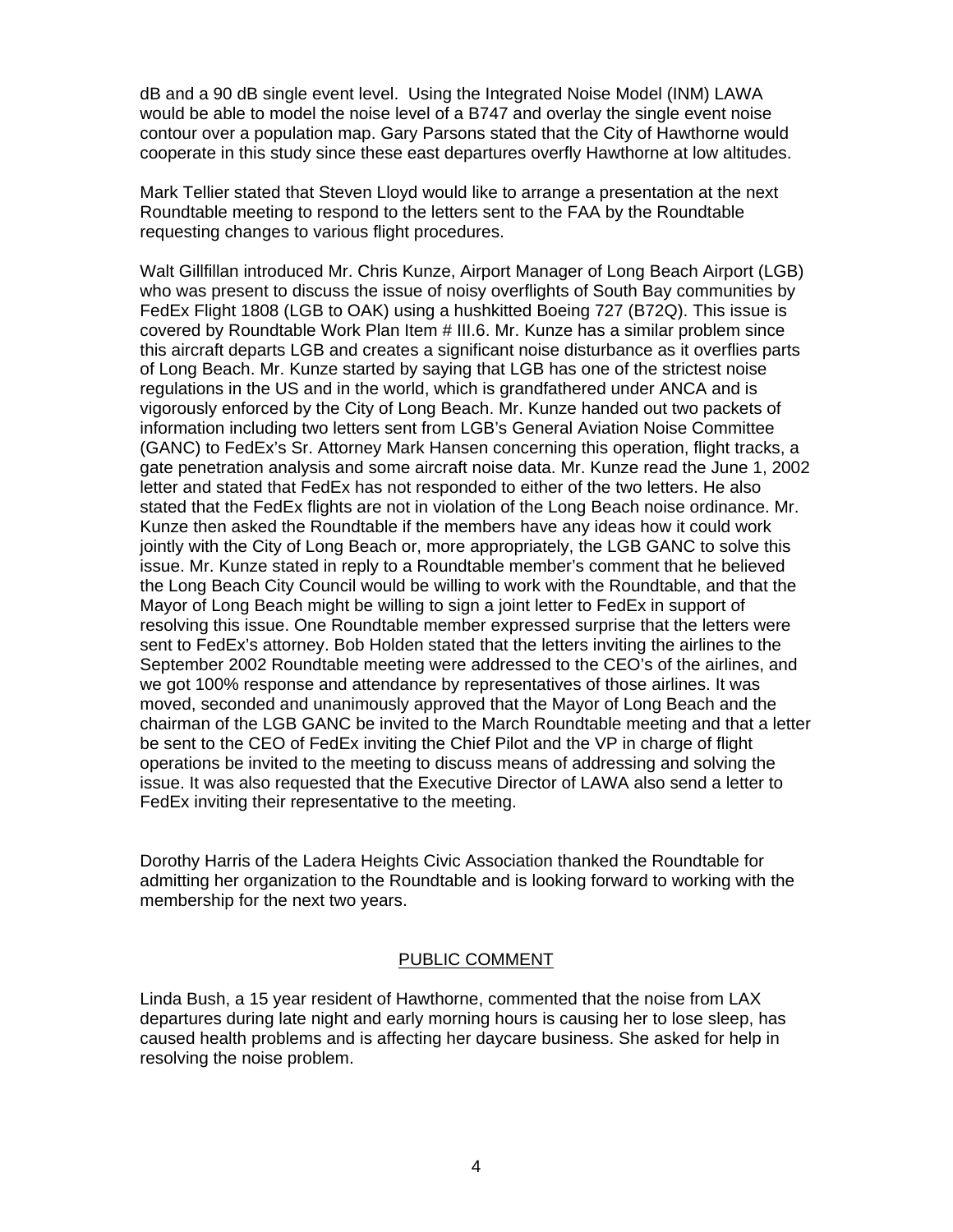dB and a 90 dB single event level. Using the Integrated Noise Model (INM) LAWA would be able to model the noise level of a B747 and overlay the single event noise contour over a population map. Gary Parsons stated that the City of Hawthorne would cooperate in this study since these east departures overfly Hawthorne at low altitudes.

Mark Tellier stated that Steven Lloyd would like to arrange a presentation at the next Roundtable meeting to respond to the letters sent to the FAA by the Roundtable requesting changes to various flight procedures.

Walt Gillfillan introduced Mr. Chris Kunze, Airport Manager of Long Beach Airport (LGB) who was present to discuss the issue of noisy overflights of South Bay communities by FedEx Flight 1808 (LGB to OAK) using a hushkitted Boeing 727 (B72Q). This issue is covered by Roundtable Work Plan Item # III.6. Mr. Kunze has a similar problem since this aircraft departs LGB and creates a significant noise disturbance as it overflies parts of Long Beach. Mr. Kunze started by saying that LGB has one of the strictest noise regulations in the US and in the world, which is grandfathered under ANCA and is vigorously enforced by the City of Long Beach. Mr. Kunze handed out two packets of information including two letters sent from LGB's General Aviation Noise Committee (GANC) to FedEx's Sr. Attorney Mark Hansen concerning this operation, flight tracks, a gate penetration analysis and some aircraft noise data. Mr. Kunze read the June 1, 2002 letter and stated that FedEx has not responded to either of the two letters. He also stated that the FedEx flights are not in violation of the Long Beach noise ordinance. Mr. Kunze then asked the Roundtable if the members have any ideas how it could work jointly with the City of Long Beach or, more appropriately, the LGB GANC to solve this issue. Mr. Kunze stated in reply to a Roundtable member's comment that he believed the Long Beach City Council would be willing to work with the Roundtable, and that the Mayor of Long Beach might be willing to sign a joint letter to FedEx in support of resolving this issue. One Roundtable member expressed surprise that the letters were sent to FedEx's attorney. Bob Holden stated that the letters inviting the airlines to the September 2002 Roundtable meeting were addressed to the CEO's of the airlines, and we got 100% response and attendance by representatives of those airlines. It was moved, seconded and unanimously approved that the Mayor of Long Beach and the chairman of the LGB GANC be invited to the March Roundtable meeting and that a letter be sent to the CEO of FedEx inviting the Chief Pilot and the VP in charge of flight operations be invited to the meeting to discuss means of addressing and solving the issue. It was also requested that the Executive Director of LAWA also send a letter to FedEx inviting their representative to the meeting.

Dorothy Harris of the Ladera Heights Civic Association thanked the Roundtable for admitting her organization to the Roundtable and is looking forward to working with the membership for the next two years.

## PUBLIC COMMENT

Linda Bush, a 15 year resident of Hawthorne, commented that the noise from LAX departures during late night and early morning hours is causing her to lose sleep, has caused health problems and is affecting her daycare business. She asked for help in resolving the noise problem.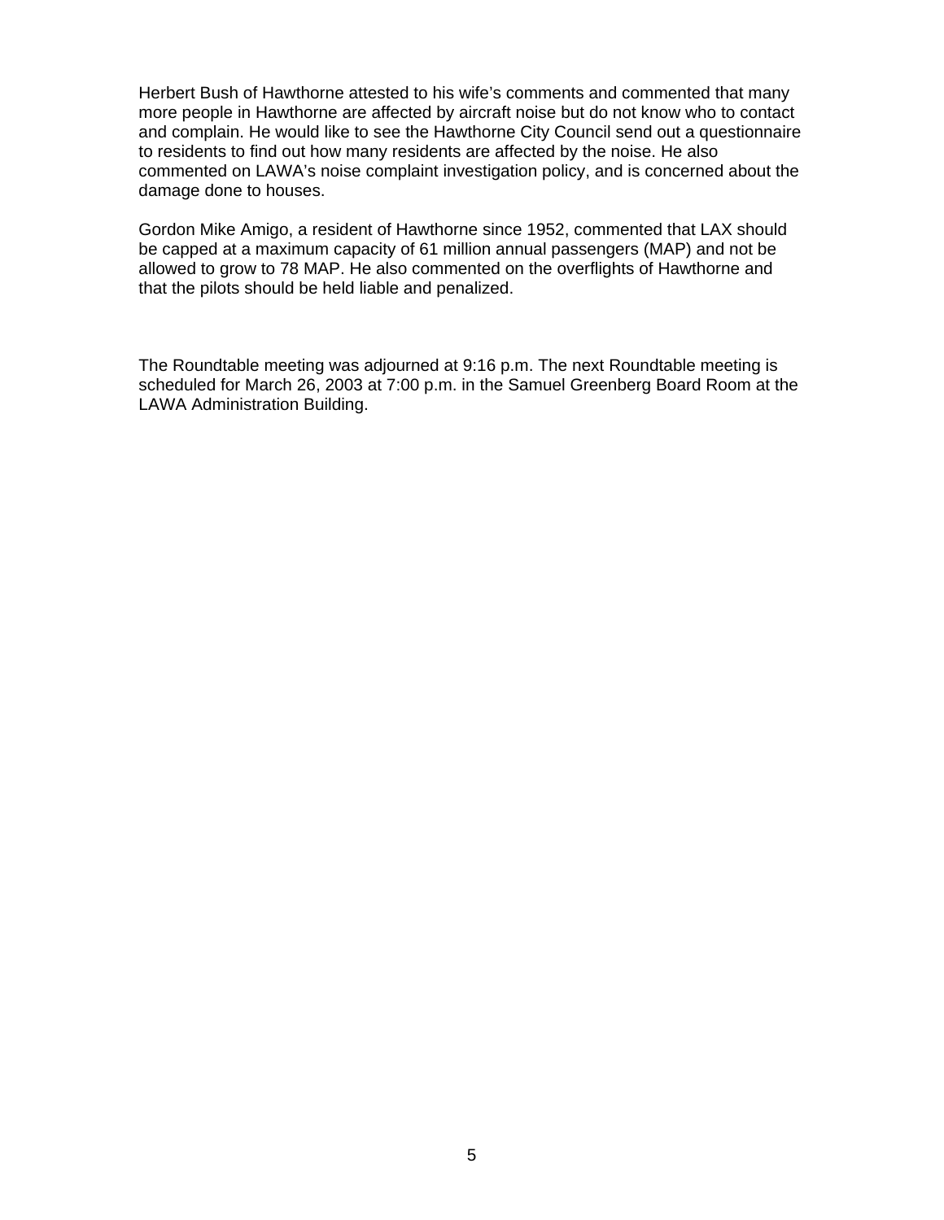Herbert Bush of Hawthorne attested to his wife's comments and commented that many more people in Hawthorne are affected by aircraft noise but do not know who to contact and complain. He would like to see the Hawthorne City Council send out a questionnaire to residents to find out how many residents are affected by the noise. He also commented on LAWA's noise complaint investigation policy, and is concerned about the damage done to houses.

Gordon Mike Amigo, a resident of Hawthorne since 1952, commented that LAX should be capped at a maximum capacity of 61 million annual passengers (MAP) and not be allowed to grow to 78 MAP. He also commented on the overflights of Hawthorne and that the pilots should be held liable and penalized.

The Roundtable meeting was adjourned at 9:16 p.m. The next Roundtable meeting is scheduled for March 26, 2003 at 7:00 p.m. in the Samuel Greenberg Board Room at the LAWA Administration Building.